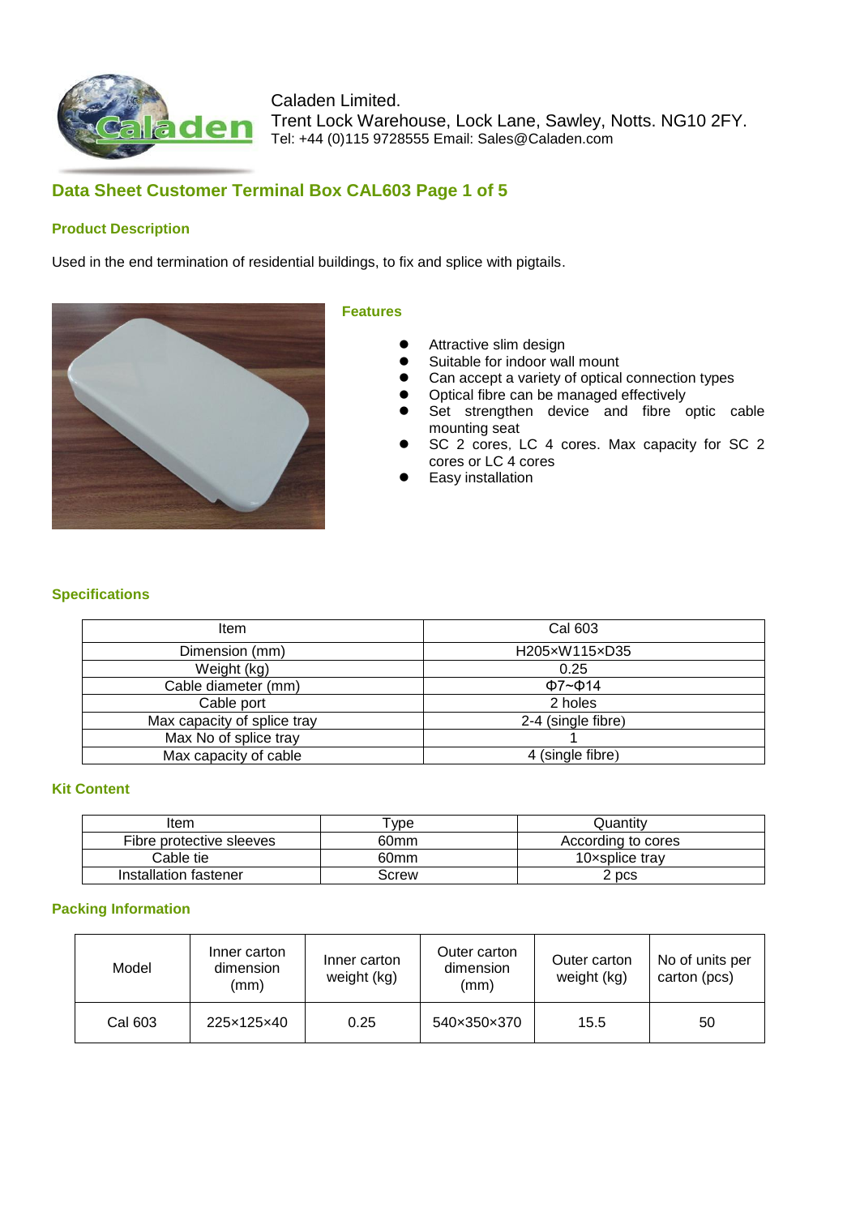Caladen Limited.
Trent Lock Warehouse, Lock Lane, Sawley, Notts. NG10 2FY.
Tel: +44 (0)115 9728555 Email: Sales@Caladen.com

## Data Sheet Customer Terminal Box CAL603 Page 1 of 5

### Product Description

Used in the end termination of residential buildings, to fix and splice with pigtails.

### Features

- Attractive slim design
- Suitable for indoor wall mount
- Can accept a variety of optical connection types
- Optical fibre can be managed effectively
- Set strengthen device and fibre optic cable mounting seat
- SC 2 cores, LC 4 cores. Max capacity for SC 2 cores or LC 4 cores
- Easy installation

### Specifications

| Item | Cal 603 |
|---|---|
| Dimension (mm) | H205×W115×D35 |
| Weight (kg) | 0.25 |
| Cable diameter (mm) | Φ7~Φ14 |
| Cable port | 2 holes |
| Max capacity of splice tray | 2-4 (single fibre) |
| Max No of splice tray | 1 |
| Max capacity of cable | 4 (single fibre) |

### Kit Content

| Item | Type | Quantity |
|---|---|---|
| Fibre protective sleeves | 60mm | According to cores |
| Cable tie | 60mm | 10×splice tray |
| Installation fastener | Screw | 2 pcs |

### Packing Information

| Model | Inner carton dimension (mm) | Inner carton weight (kg) | Outer carton dimension (mm) | Outer carton weight (kg) | No of units per carton (pcs) |
|---|---|---|---|---|---|
| Cal 603 | 225×125×40 | 0.25 | 540×350×370 | 15.5 | 50 |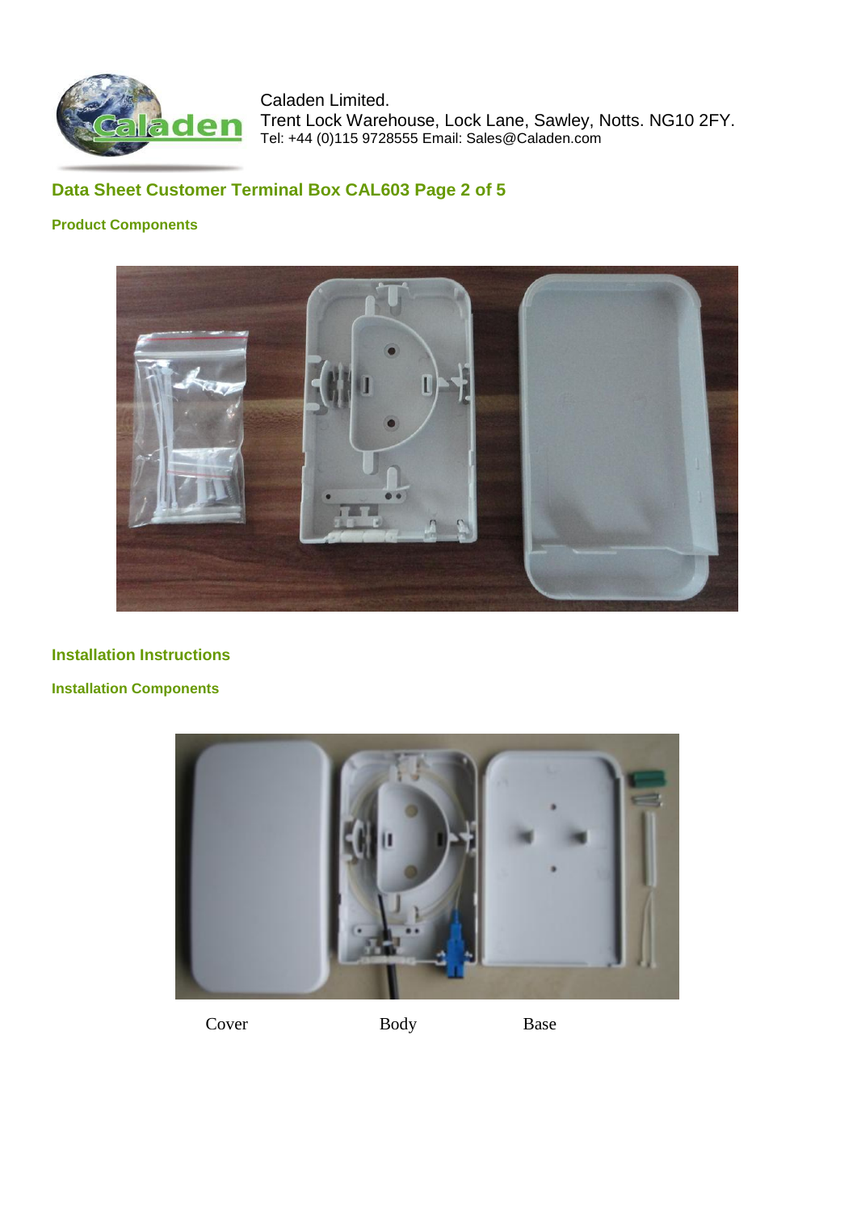Caladen Limited.
Trent Lock Warehouse, Lock Lane, Sawley, Notts. NG10 2FY.
Tel: +44 (0)115 9728555 Email: Sales@Caladen.com

## Data Sheet Customer Terminal Box CAL603 Page 2 of 5

### Product Components

## Installation Instructions

### Installation Components

Cover Body Base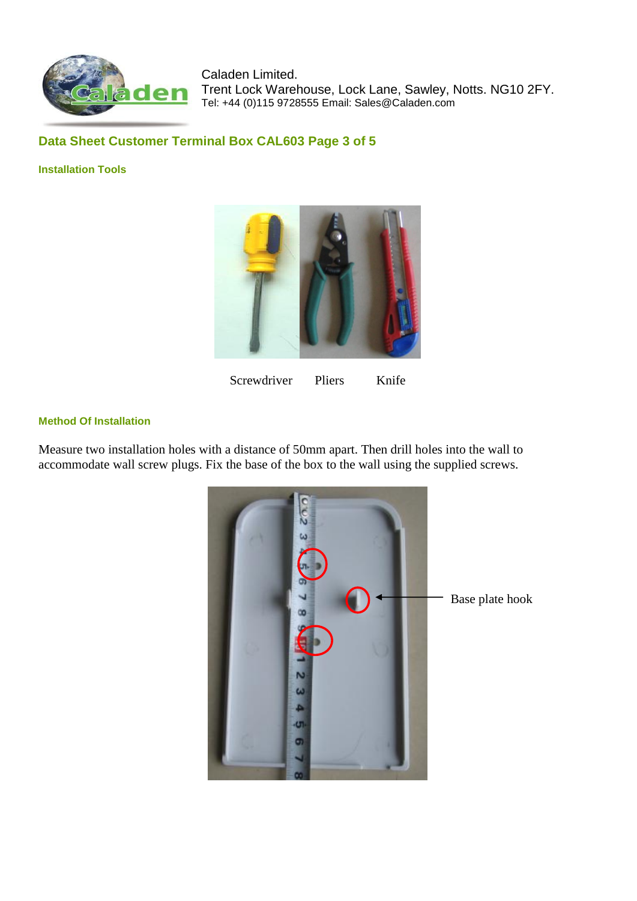## Data Sheet Customer Terminal Box CAL603

### Installation Tools

Screwdriver Pliers Knife

### Method Of Installation

Measure two installation holes with a distance of 50mm apart. Then drill holes into the wall to accommodate wall screw plugs. Fix the base of the box to the wall using the supplied screws.

Base plate hook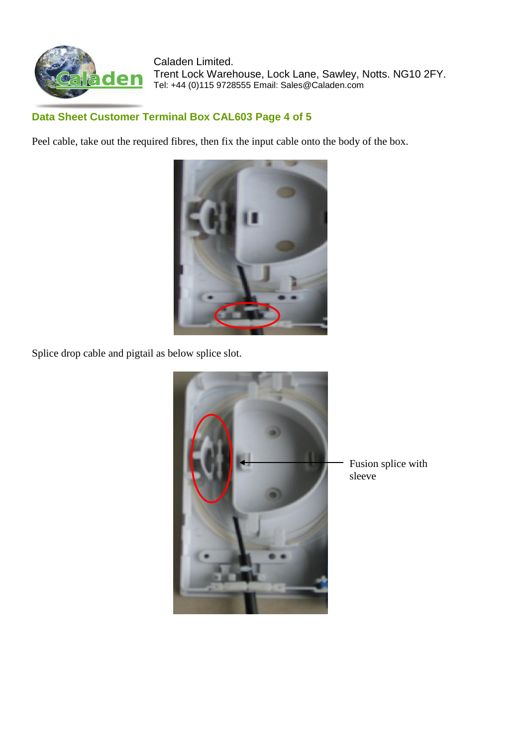Caladen Limited.
Trent Lock Warehouse, Lock Lane, Sawley, Notts. NG10 2FY.
Tel: +44 (0)115 9728555 Email: Sales@Caladen.com

## Data Sheet Customer Terminal Box CAL603 Page 4 of 5

Peel cable, take out the required fibres, then fix the input cable onto the body of the box.

Splice drop cable and pigtail as below splice slot.

Fusion splice with sleeve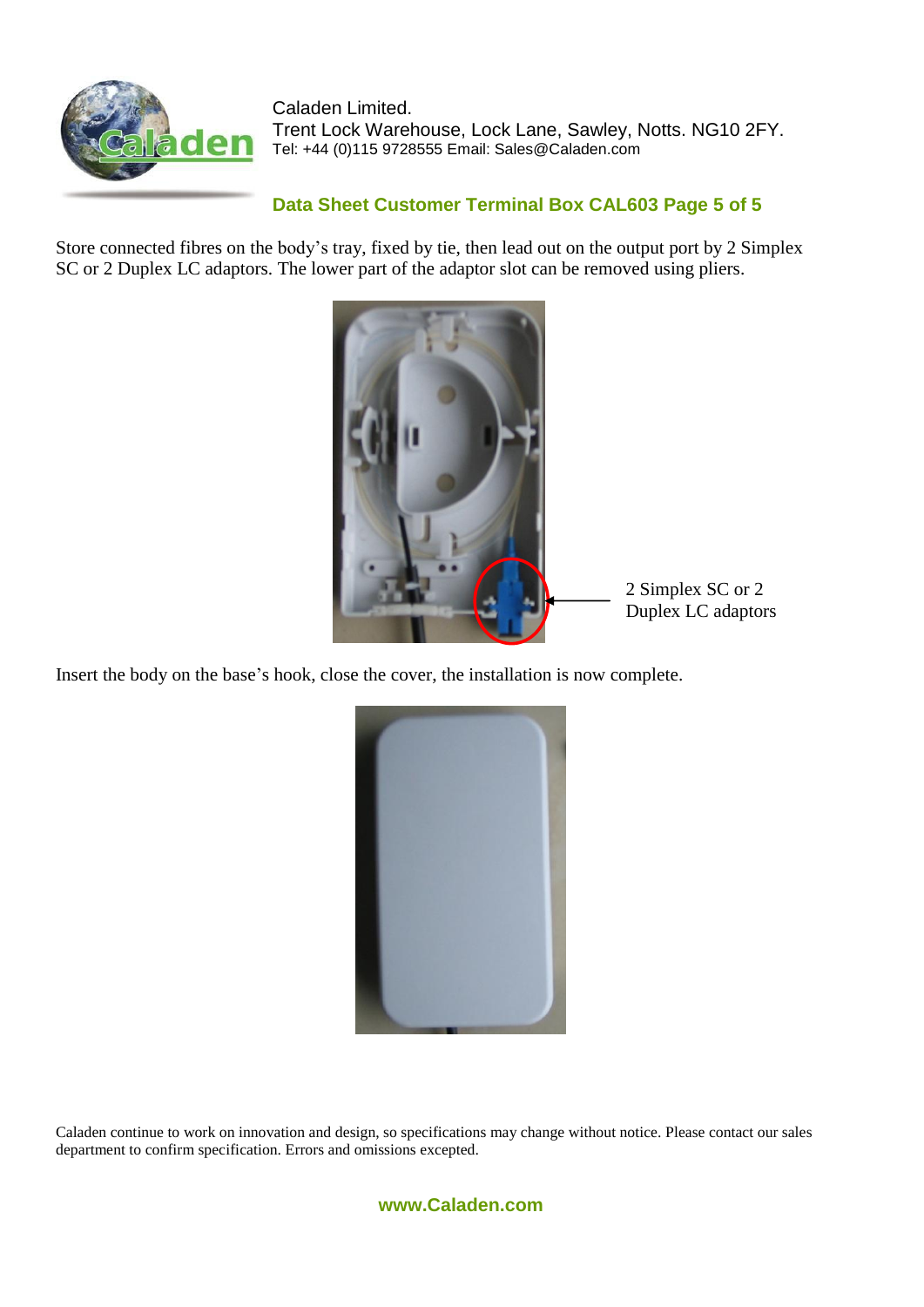Store connected fibres on the body's tray, fixed by tie, then lead out on the output port by 2 Simplex SC or 2 Duplex LC adaptors. The lower part of the adaptor slot can be removed using pliers.

2 Simplex SC or 2 Duplex LC adaptors

Insert the body on the base's hook, close the cover, the installation is now complete.

Caladen continue to work on innovation and design, so specifications may change without notice. Please contact our sales department to confirm specification. Errors and omissions excepted.